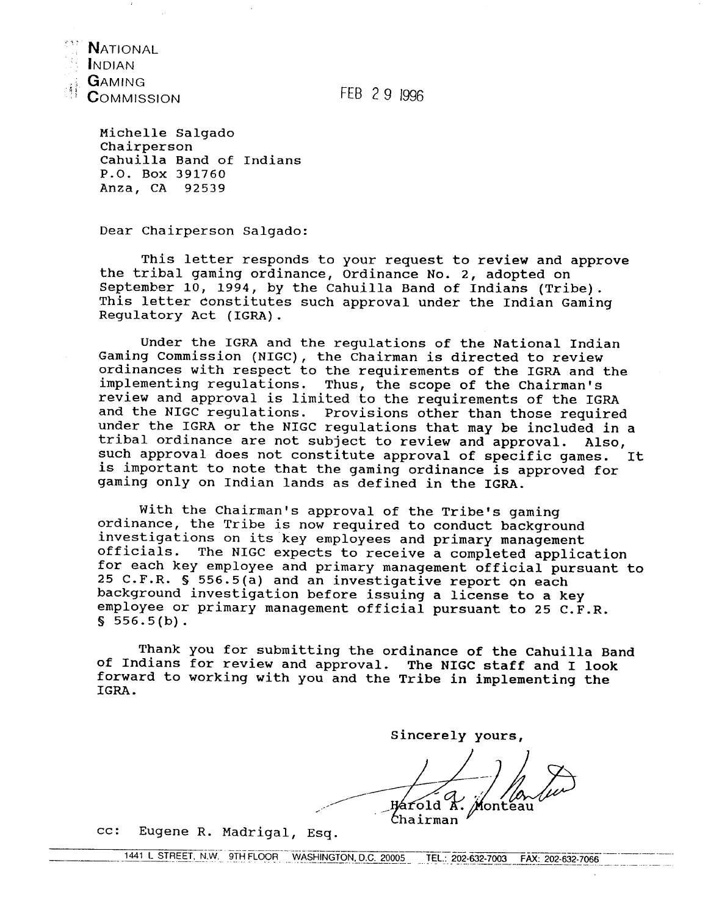**NATIONAL**
**INDIAN**
**GAMING**
**COMMISSION**

FEB 29 1996

Michelle Salgado
Chairperson
Cahuilla Band of Indians
P.O. Box 391760
Anza, CA 92539

Dear Chairperson Salgado:

This letter responds to your request to review and approve the tribal gaming ordinance, Ordinance No. 2, adopted on September 10, 1994, by the Cahuilla Band of Indians (Tribe). This letter constitutes such approval under the Indian Gaming Regulatory Act (IGRA).

Under the IGRA and the regulations of the National Indian Gaming Commission (NIGC), the Chairman is directed to review ordinances with respect to the requirements of the IGRA and the implementing regulations. Thus, the scope of the Chairman's review and approval is limited to the requirements of the IGRA and the NIGC regulations. Provisions other than those required under the IGRA or the NIGC regulations that may be included in a tribal ordinance are not subject to review and approval. Also, such approval does not constitute approval of specific games. It is important to note that the gaming ordinance is approved for gaming only on Indian lands as defined in the IGRA.

With the Chairman's approval of the Tribe's gaming ordinance, the Tribe is now required to conduct background investigations on its key employees and primary management officials. The NIGC expects to receive a completed application for each key employee and primary management official pursuant to 25 C.F.R. § 556.5(a) and an investigative report on each background investigation before issuing a license to a key employee or primary management official pursuant to 25 C.F.R. § 556.5(b).

Thank you for submitting the ordinance of the Cahuilla Band of Indians for review and approval. The NIGC staff and I look forward to working with you and the Tribe in implementing the IGRA.

Sincerely yours,

Harold A. Monteau
Chairman

cc: Eugene R. Madrigal, Esq.

1441 L STREET, N.W. 9TH FLOOR WASHINGTON, D.C. 20005 TEL.: 202-632-7003 FAX: 202-632-7066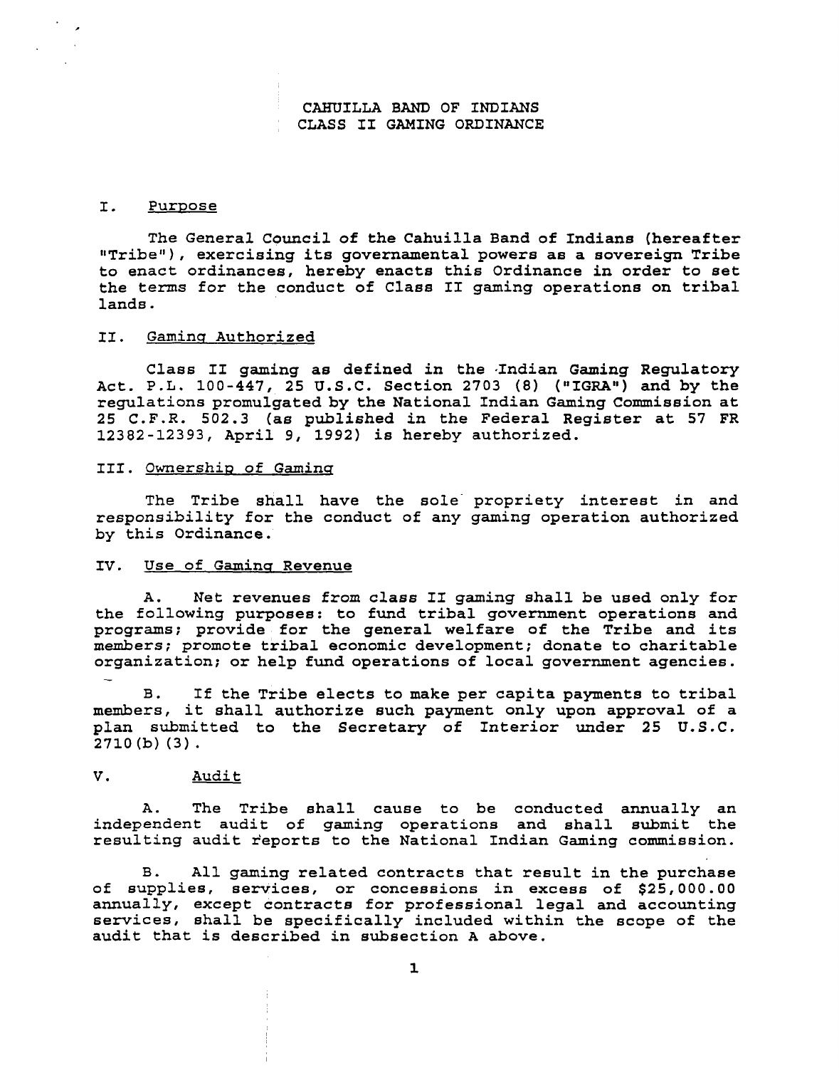# CAHUILLA BAND OF INDIANS
# CLASS II GAMING ORDINANCE

## I. Purpose

The General Council of the Cahuilla Band of Indians (hereafter "Tribe"), exercising its governmental powers as a sovereign Tribe to enact ordinances, hereby enacts this Ordinance in order to set the terms for the conduct of Class II gaming operations on tribal lands.

## II. Gaming Authorized

Class II gaming as defined in the Indian Gaming Regulatory Act. P.L. 100-447, 25 U.S.C. Section 2703 (8) ("IGRA") and by the regulations promulgated by the National Indian Gaming Commission at 25 C.F.R. 502.3 (as published in the Federal Register at 57 FR 12382-12393, April 9, 1992) is hereby authorized.

## III. Ownership of Gaming

The Tribe shall have the sole propriety interest in and responsibility for the conduct of any gaming operation authorized by this Ordinance.

## IV. Use of Gaming Revenue

A. Net revenues from class II gaming shall be used only for the following purposes: to fund tribal government operations and programs; provide for the general welfare of the Tribe and its members; promote tribal economic development; donate to charitable organization; or help fund operations of local government agencies.

B. If the Tribe elects to make per capita payments to tribal members, it shall authorize such payment only upon approval of a plan submitted to the Secretary of Interior under 25 U.S.C. 2710(b)(3).

## V. Audit

A. The Tribe shall cause to be conducted annually an independent audit of gaming operations and shall submit the resulting audit reports to the National Indian Gaming commission.

B. All gaming related contracts that result in the purchase of supplies, services, or concessions in excess of $25,000.00 annually, except contracts for professional legal and accounting services, shall be specifically included within the scope of the audit that is described in subsection A above.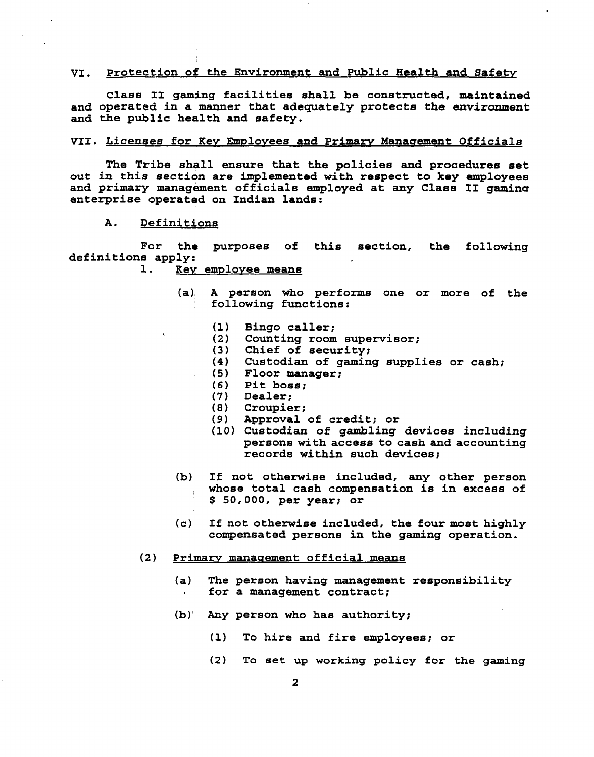## VI. Protection of the Environment and Public Health and Safety

Class II gaming facilities shall be constructed, maintained and operated in a manner that adequately protects the environment and the public health and safety.

## VII. Licenses for Key Employees and Primary Management Officials

The Tribe shall ensure that the policies and procedures set out in this section are implemented with respect to key employees and primary management officials employed at any Class II gaming enterprise operated on Indian lands:

### A. Definitions

For the purposes of this section, the following definitions apply:

1. Key employee means

   (a) A person who performs one or more of the following functions:

   - (1) Bingo caller;
   - (2) Counting room supervisor;
   - (3) Chief of security;
   - (4) Custodian of gaming supplies or cash;
   - (5) Floor manager;
   - (6) Pit boss;
   - (7) Dealer;
   - (8) Croupier;
   - (9) Approval of credit; or
   - (10) Custodian of gambling devices including persons with access to cash and accounting records within such devices;

   (b) If not otherwise included, any other person whose total cash compensation is in excess of $ 50,000, per year; or

   (c) If not otherwise included, the four most highly compensated persons in the gaming operation.

(2) Primary management official means

   (a) The person having management responsibility for a management contract;

   (b) Any person who has authority;

   - (1) To hire and fire employees; or
   - (2) To set up working policy for the gaming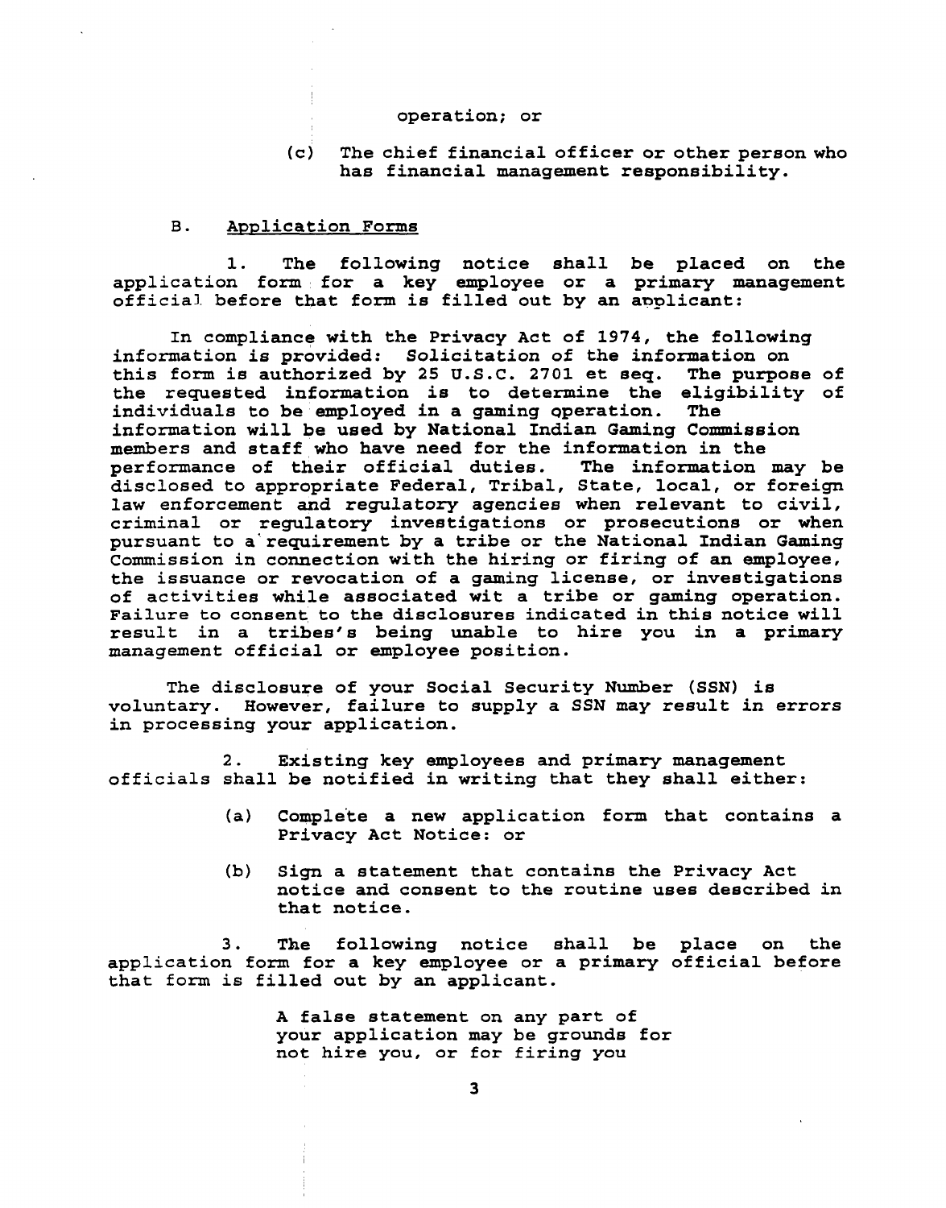operation; or

(c) The chief financial officer or other person who has financial management responsibility.

B. Application Forms

1. The following notice shall be placed on the application form for a key employee or a primary management official before that form is filled out by an applicant:

In compliance with the Privacy Act of 1974, the following information is provided: Solicitation of the information on this form is authorized by 25 U.S.C. 2701 et seq. The purpose of the requested information is to determine the eligibility of individuals to be employed in a gaming operation. The information will be used by National Indian Gaming Commission members and staff who have need for the information in the performance of their official duties. The information may be disclosed to appropriate Federal, Tribal, State, local, or foreign law enforcement and regulatory agencies when relevant to civil, criminal or regulatory investigations or prosecutions or when pursuant to a requirement by a tribe or the National Indian Gaming Commission in connection with the hiring or firing of an employee, the issuance or revocation of a gaming license, or investigations of activities while associated wit a tribe or gaming operation. Failure to consent to the disclosures indicated in this notice will result in a tribes's being unable to hire you in a primary management official or employee position.

The disclosure of your Social Security Number (SSN) is voluntary. However, failure to supply a SSN may result in errors in processing your application.

2. Existing key employees and primary management officials shall be notified in writing that they shall either:

(a) Complete a new application form that contains a Privacy Act Notice: or

(b) Sign a statement that contains the Privacy Act notice and consent to the routine uses described in that notice.

3. The following notice shall be place on the application form for a key employee or a primary official before that form is filled out by an applicant.

A false statement on any part of your application may be grounds for not hire you, or for firing you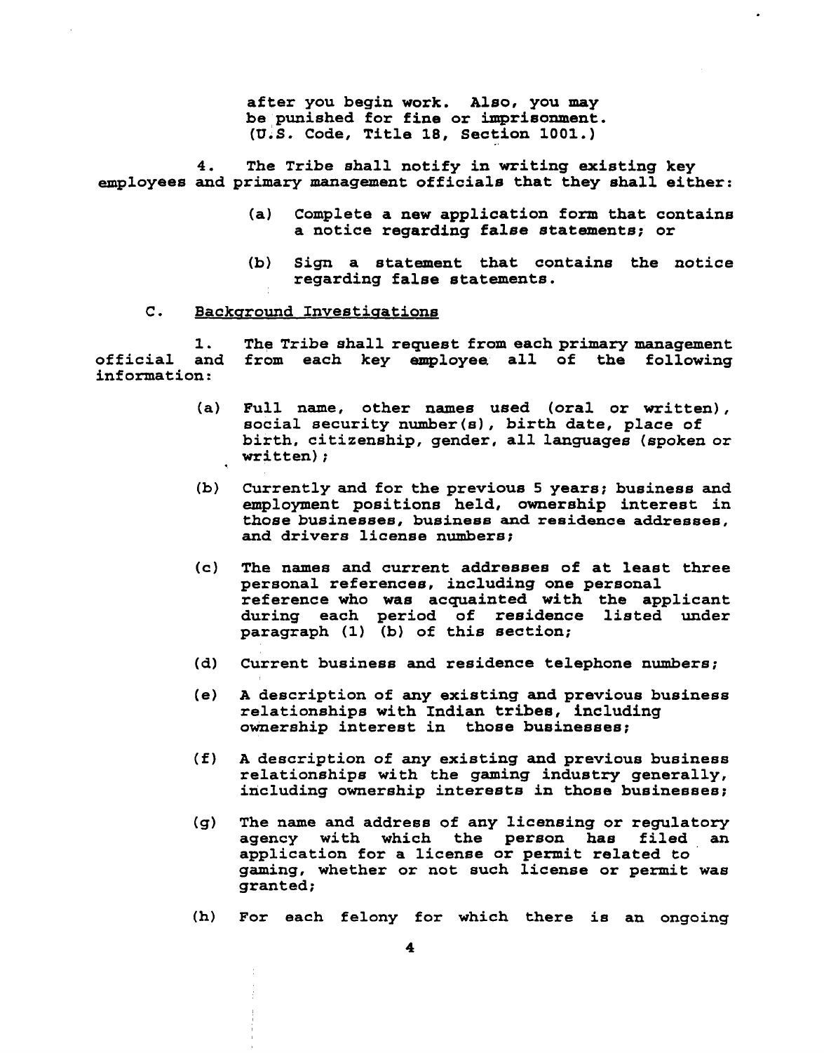after you begin work. Also, you may be punished for fine or imprisonment. (U.S. Code, Title 18, Section 1001.)

4. The Tribe shall notify in writing existing key employees and primary management officials that they shall either:

(a) Complete a new application form that contains a notice regarding false statements; or

(b) Sign a statement that contains the notice regarding false statements.

C. Background Investigations

1. The Tribe shall request from each primary management official and from each key employee all of the following information:

(a) Full name, other names used (oral or written), social security number(s), birth date, place of birth, citizenship, gender, all languages (spoken or written);

(b) Currently and for the previous 5 years; business and employment positions held, ownership interest in those businesses, business and residence addresses, and drivers license numbers;

(c) The names and current addresses of at least three personal references, including one personal reference who was acquainted with the applicant during each period of residence listed under paragraph (1) (b) of this section;

(d) Current business and residence telephone numbers;

(e) A description of any existing and previous business relationships with Indian tribes, including ownership interest in those businesses;

(f) A description of any existing and previous business relationships with the gaming industry generally, including ownership interests in those businesses;

(g) The name and address of any licensing or regulatory agency with which the person has filed an application for a license or permit related to gaming, whether or not such license or permit was granted;

(h) For each felony for which there is an ongoing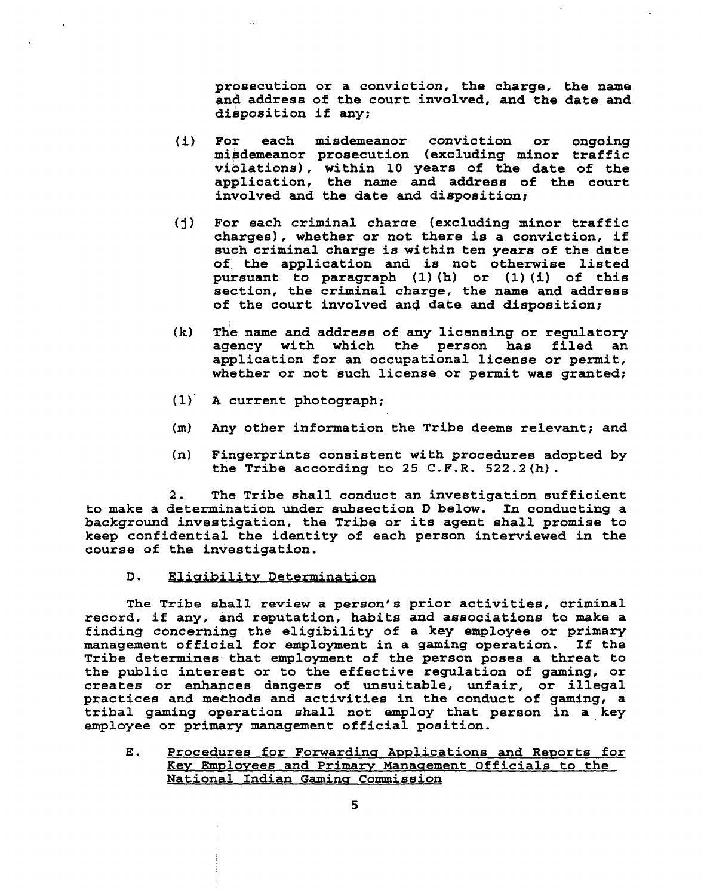prosecution or a conviction, the charge, the name and address of the court involved, and the date and disposition if any;

(i) For each misdemeanor conviction or ongoing misdemeanor prosecution (excluding minor traffic violations), within 10 years of the date of the application, the name and address of the court involved and the date and disposition;

(j) For each criminal charge (excluding minor traffic charges), whether or not there is a conviction, if such criminal charge is within ten years of the date of the application and is not otherwise listed pursuant to paragraph (1)(h) or (1)(i) of this section, the criminal charge, the name and address of the court involved and date and disposition;

(k) The name and address of any licensing or regulatory agency with which the person has filed an application for an occupational license or permit, whether or not such license or permit was granted;

(l) A current photograph;

(m) Any other information the Tribe deems relevant; and

(n) Fingerprints consistent with procedures adopted by the Tribe according to 25 C.F.R. 522.2(h).

2. The Tribe shall conduct an investigation sufficient to make a determination under subsection D below. In conducting a background investigation, the Tribe or its agent shall promise to keep confidential the identity of each person interviewed in the course of the investigation.

D. <u>Eligibility Determination</u>

The Tribe shall review a person's prior activities, criminal record, if any, and reputation, habits and associations to make a finding concerning the eligibility of a key employee or primary management official for employment in a gaming operation. If the Tribe determines that employment of the person poses a threat to the public interest or to the effective regulation of gaming, or creates or enhances dangers of unsuitable, unfair, or illegal practices and methods and activities in the conduct of gaming, a tribal gaming operation shall not employ that person in a key employee or primary management official position.

E. <u>Procedures for Forwarding Applications and Reports for Key Employees and Primary Management Officials to the National Indian Gaming Commission</u>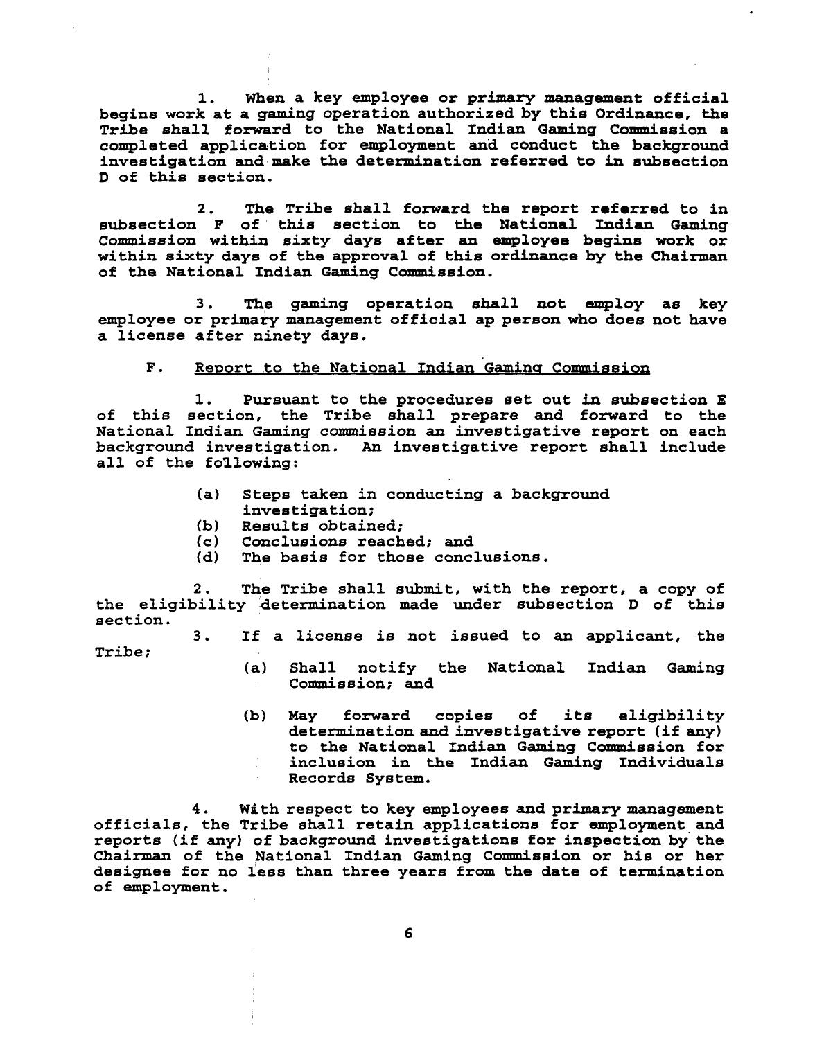1. When a key employee or primary management official begins work at a gaming operation authorized by this Ordinance, the Tribe shall forward to the National Indian Gaming Commission a completed application for employment and conduct the background investigation and make the determination referred to in subsection D of this section.

2. The Tribe shall forward the report referred to in subsection F of this section to the National Indian Gaming Commission within sixty days after an employee begins work or within sixty days of the approval of this ordinance by the Chairman of the National Indian Gaming Commission.

3. The gaming operation shall not employ as key employee or primary management official ap person who does not have a license after ninety days.

F. Report to the National Indian Gaming Commission

1. Pursuant to the procedures set out in subsection E of this section, the Tribe shall prepare and forward to the National Indian Gaming commission an investigative report on each background investigation. An investigative report shall include all of the following:

- (a) Steps taken in conducting a background investigation;
- (b) Results obtained;
- (c) Conclusions reached; and
- (d) The basis for those conclusions.

2. The Tribe shall submit, with the report, a copy of the eligibility determination made under subsection D of this section.

3. If a license is not issued to an applicant, the Tribe;

- (a) Shall notify the National Indian Gaming Commission; and
- (b) May forward copies of its eligibility determination and investigative report (if any) to the National Indian Gaming Commission for inclusion in the Indian Gaming Individuals Records System.

4. With respect to key employees and primary management officials, the Tribe shall retain applications for employment and reports (if any) of background investigations for inspection by the Chairman of the National Indian Gaming Commission or his or her designee for no less than three years from the date of termination of employment.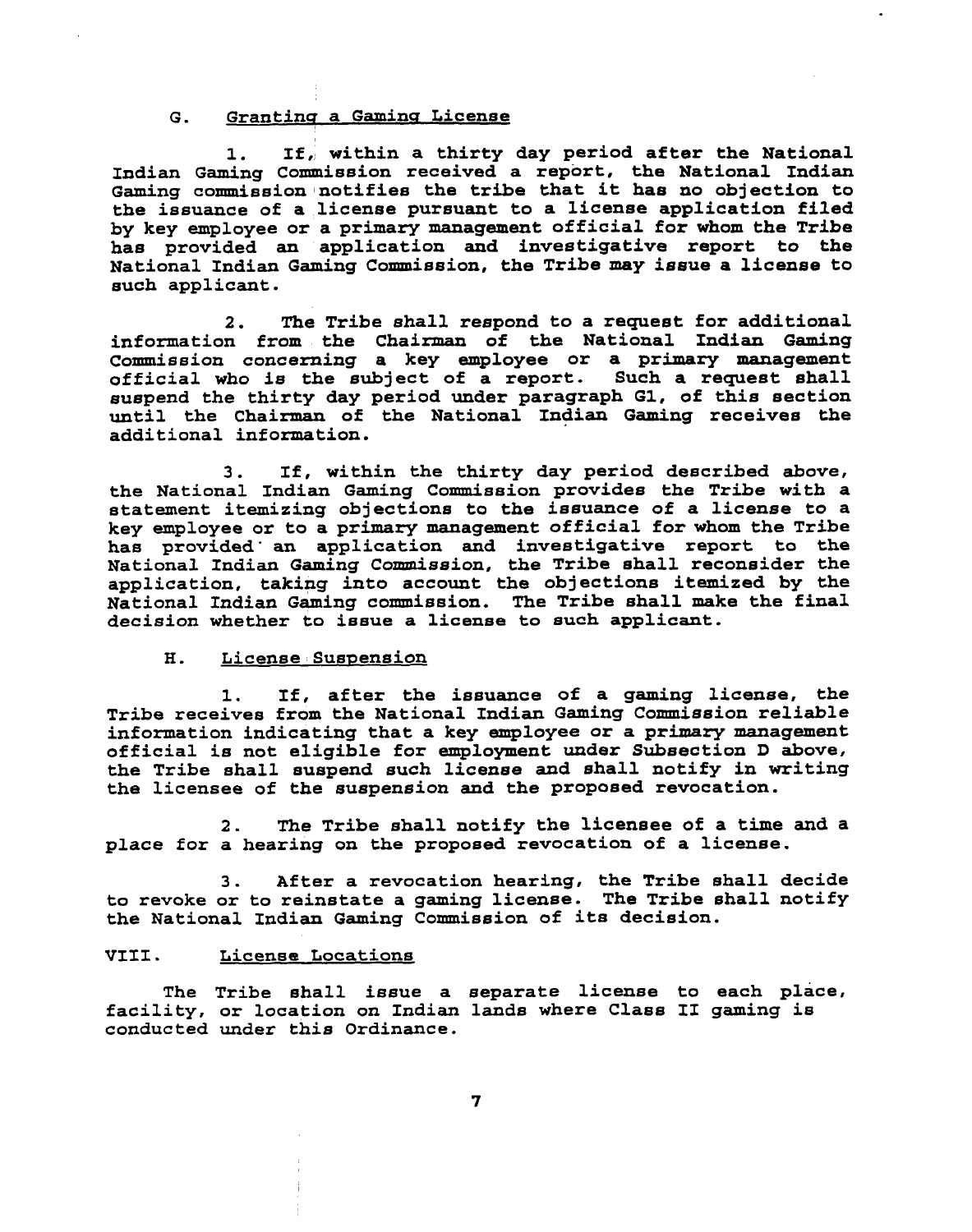### G. Granting a Gaming License

1. If, within a thirty day period after the National Indian Gaming Commission received a report, the National Indian Gaming commission notifies the tribe that it has no objection to the issuance of a license pursuant to a license application filed by key employee or a primary management official for whom the Tribe has provided an application and investigative report to the National Indian Gaming Commission, the Tribe may issue a license to such applicant.

2. The Tribe shall respond to a request for additional information from the Chairman of the National Indian Gaming Commission concerning a key employee or a primary management official who is the subject of a report. Such a request shall suspend the thirty day period under paragraph G1, of this section until the Chairman of the National Indian Gaming receives the additional information.

3. If, within the thirty day period described above, the National Indian Gaming Commission provides the Tribe with a statement itemizing objections to the issuance of a license to a key employee or to a primary management official for whom the Tribe has provided an application and investigative report to the National Indian Gaming Commission, the Tribe shall reconsider the application, taking into account the objections itemized by the National Indian Gaming commission. The Tribe shall make the final decision whether to issue a license to such applicant.

### H. License Suspension

1. If, after the issuance of a gaming license, the Tribe receives from the National Indian Gaming Commission reliable information indicating that a key employee or a primary management official is not eligible for employment under Subsection D above, the Tribe shall suspend such license and shall notify in writing the licensee of the suspension and the proposed revocation.

2. The Tribe shall notify the licensee of a time and a place for a hearing on the proposed revocation of a license.

3. After a revocation hearing, the Tribe shall decide to revoke or to reinstate a gaming license. The Tribe shall notify the National Indian Gaming Commission of its decision.

## VIII. License Locations

The Tribe shall issue a separate license to each place, facility, or location on Indian lands where Class II gaming is conducted under this Ordinance.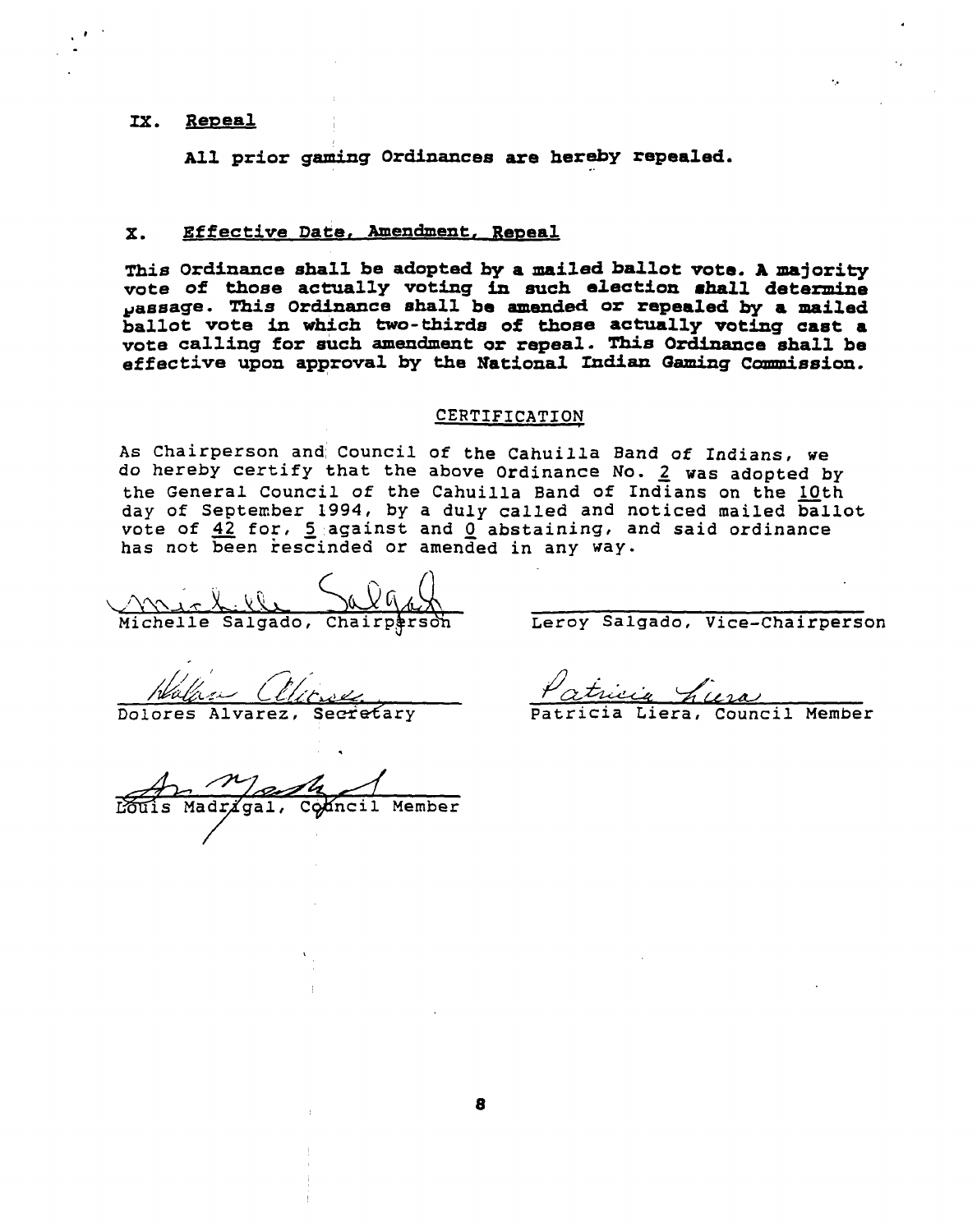## IX. Repeal

All prior gaming Ordinances are hereby repealed.

## X. Effective Date, Amendment, Repeal

**This Ordinance shall be adopted by a mailed ballot vote. A majority vote of those actually voting in such election shall determine passage. This Ordinance shall be amended or repealed by a mailed ballot vote in which two-thirds of those actually voting cast a vote calling for such amendment or repeal. This Ordinance shall be effective upon approval by the National Indian Gaming Commission.**

### CERTIFICATION

As Chairperson and Council of the Cahuilla Band of Indians, we do hereby certify that the above Ordinance No. 2 was adopted by the General Council of the Cahuilla Band of Indians on the 10th day of September 1994, by a duly called and noticed mailed ballot vote of 42 for, 5 against and 0 abstaining, and said ordinance has not been rescinded or amended in any way.

Michelle Salgado, Chairperson

Leroy Salgado, Vice-Chairperson

Dolores Alvarez, Secretary

Patricia Liera, Council Member

Louis Madrigal, Council Member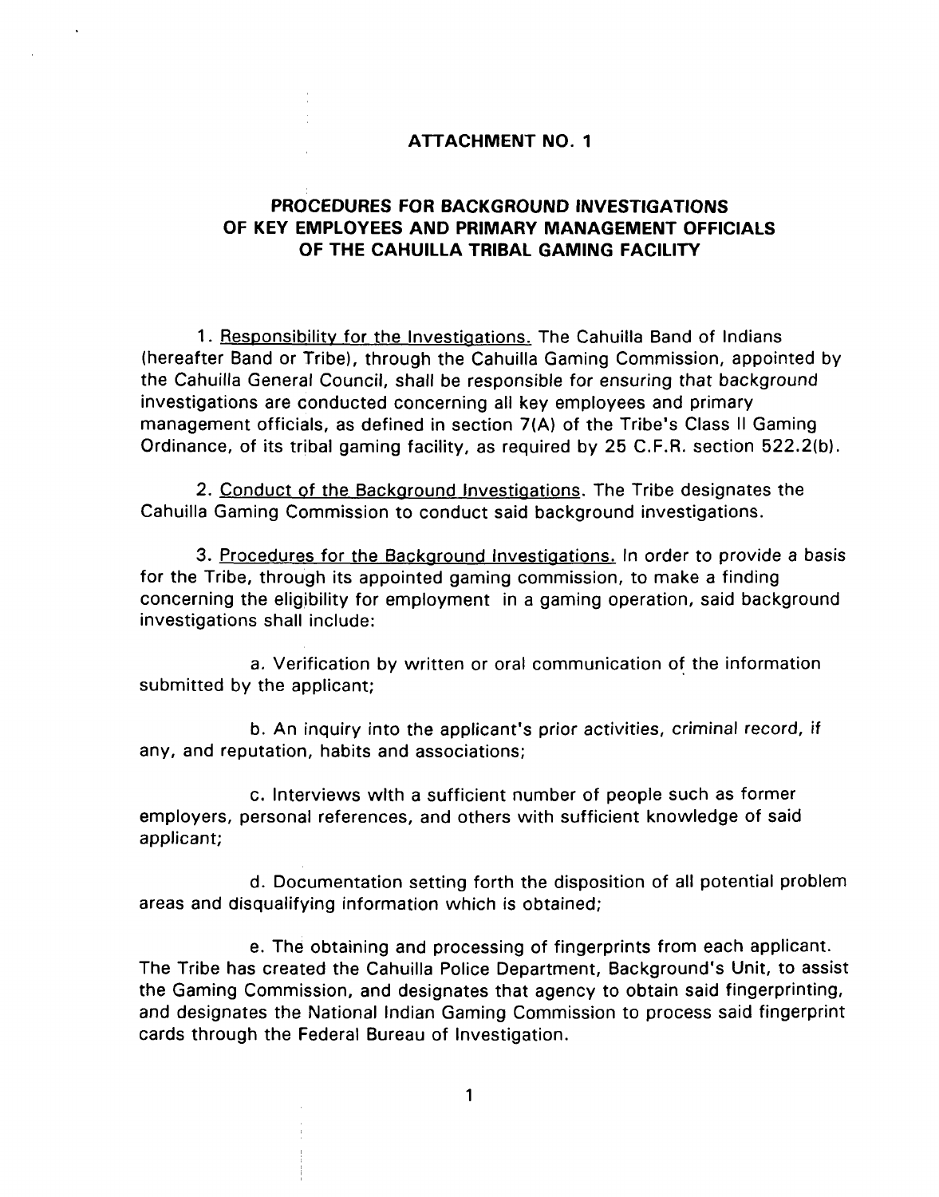# ATTACHMENT NO. 1

## PROCEDURES FOR BACKGROUND INVESTIGATIONS OF KEY EMPLOYEES AND PRIMARY MANAGEMENT OFFICIALS OF THE CAHUILLA TRIBAL GAMING FACILITY

1. Responsibility for the Investigations. The Cahuilla Band of Indians (hereafter Band or Tribe), through the Cahuilla Gaming Commission, appointed by the Cahuilla General Council, shall be responsible for ensuring that background investigations are conducted concerning all key employees and primary management officials, as defined in section 7(A) of the Tribe's Class II Gaming Ordinance, of its tribal gaming facility, as required by 25 C.F.R. section 522.2(b).

2. Conduct of the Background Investigations. The Tribe designates the Cahuilla Gaming Commission to conduct said background investigations.

3. Procedures for the Background Investigations. In order to provide a basis for the Tribe, through its appointed gaming commission, to make a finding concerning the eligibility for employment in a gaming operation, said background investigations shall include:

a. Verification by written or oral communication of the information submitted by the applicant;

b. An inquiry into the applicant's prior activities, criminal record, if any, and reputation, habits and associations;

c. Interviews wlth a sufficient number of people such as former employers, personal references, and others with sufficient knowledge of said applicant;

d. Documentation setting forth the disposition of all potential problem areas and disqualifying information which is obtained;

e. The obtaining and processing of fingerprints from each applicant. The Tribe has created the Cahuilla Police Department, Background's Unit, to assist the Gaming Commission, and designates that agency to obtain said fingerprinting, and designates the National Indian Gaming Commission to process said fingerprint cards through the Federal Bureau of Investigation.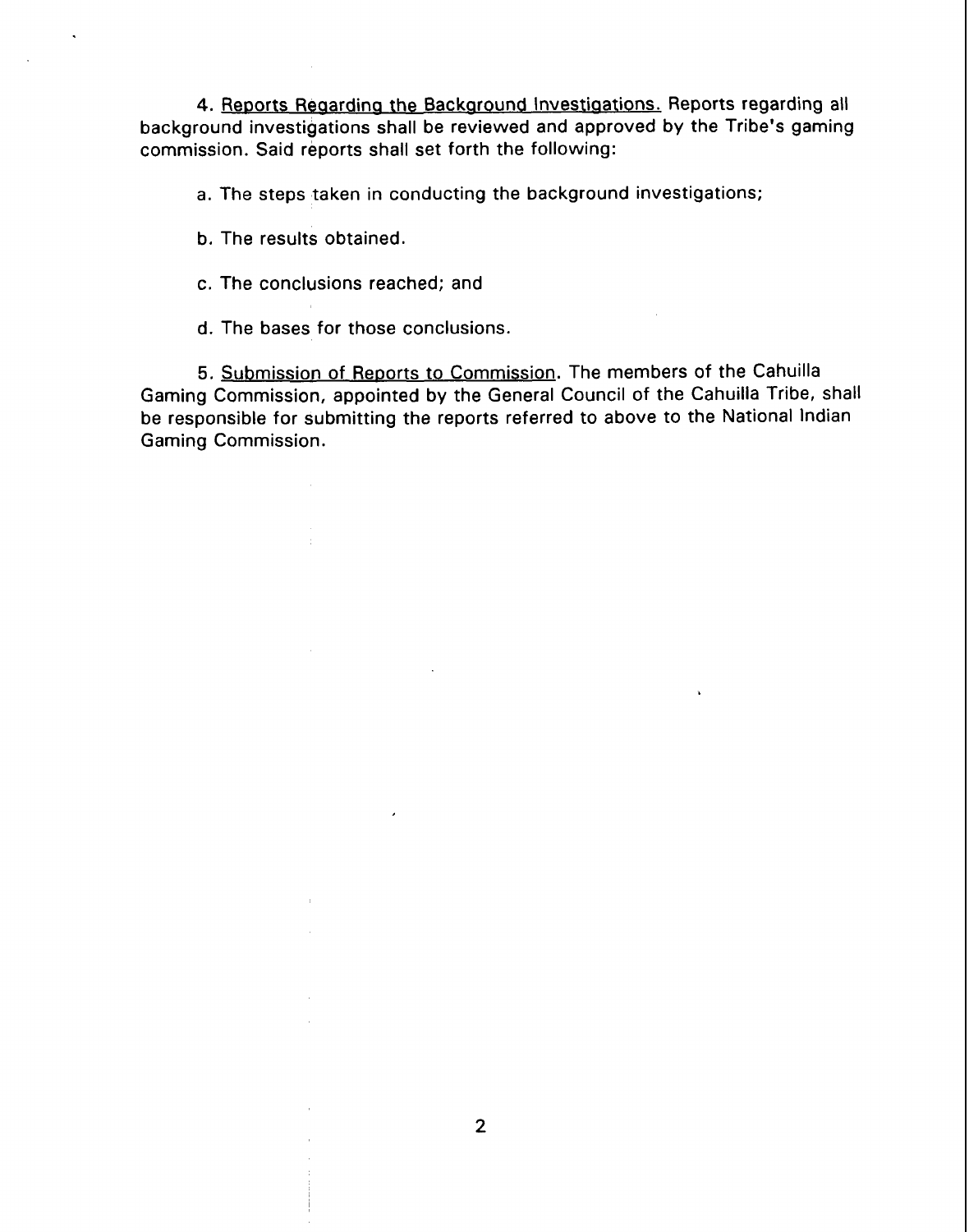4. Reports Regarding the Background Investigations. Reports regarding all background investigations shall be reviewed and approved by the Tribe's gaming commission. Said reports shall set forth the following:

a. The steps taken in conducting the background investigations;

b. The results obtained.

c. The conclusions reached; and

d. The bases for those conclusions.

5. Submission of Reports to Commission. The members of the Cahuilla Gaming Commission, appointed by the General Council of the Cahuilla Tribe, shall be responsible for submitting the reports referred to above to the National Indian Gaming Commission.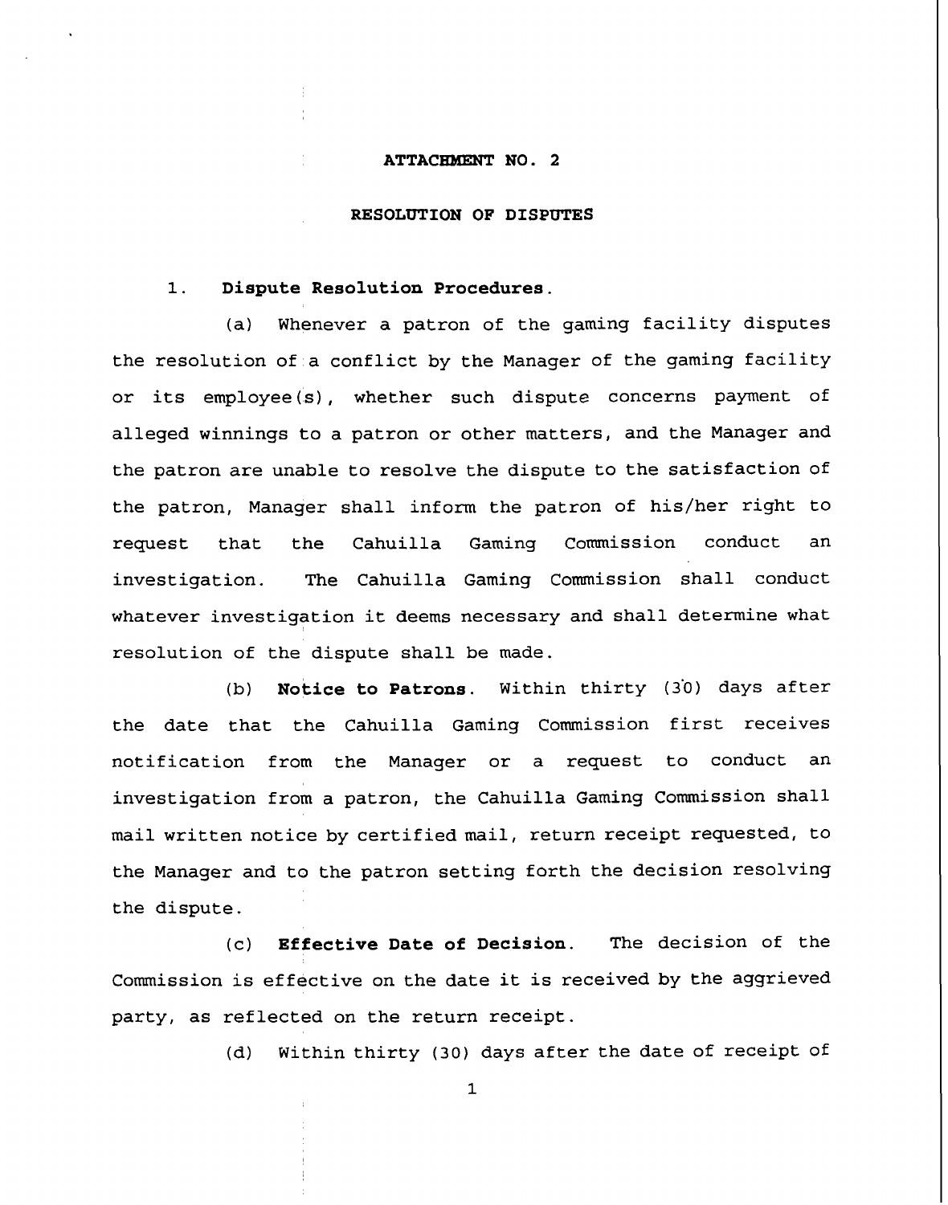## ATTACHMENT NO. 2

## RESOLUTION OF DISPUTES

1. **Dispute Resolution Procedures**.

(a) Whenever a patron of the gaming facility disputes the resolution of a conflict by the Manager of the gaming facility or its employee(s), whether such dispute concerns payment of alleged winnings to a patron or other matters, and the Manager and the patron are unable to resolve the dispute to the satisfaction of the patron, Manager shall inform the patron of his/her right to request that the Cahuilla Gaming Commission conduct an investigation. The Cahuilla Gaming Commission shall conduct whatever investigation it deems necessary and shall determine what resolution of the dispute shall be made.

(b) **Notice to Patrons**. Within thirty (30) days after the date that the Cahuilla Gaming Commission first receives notification from the Manager or a request to conduct an investigation from a patron, the Cahuilla Gaming Commission shall mail written notice by certified mail, return receipt requested, to the Manager and to the patron setting forth the decision resolving the dispute.

(c) **Effective Date of Decision**. The decision of the Commission is effective on the date it is received by the aggrieved party, as reflected on the return receipt.

(d) Within thirty (30) days after the date of receipt of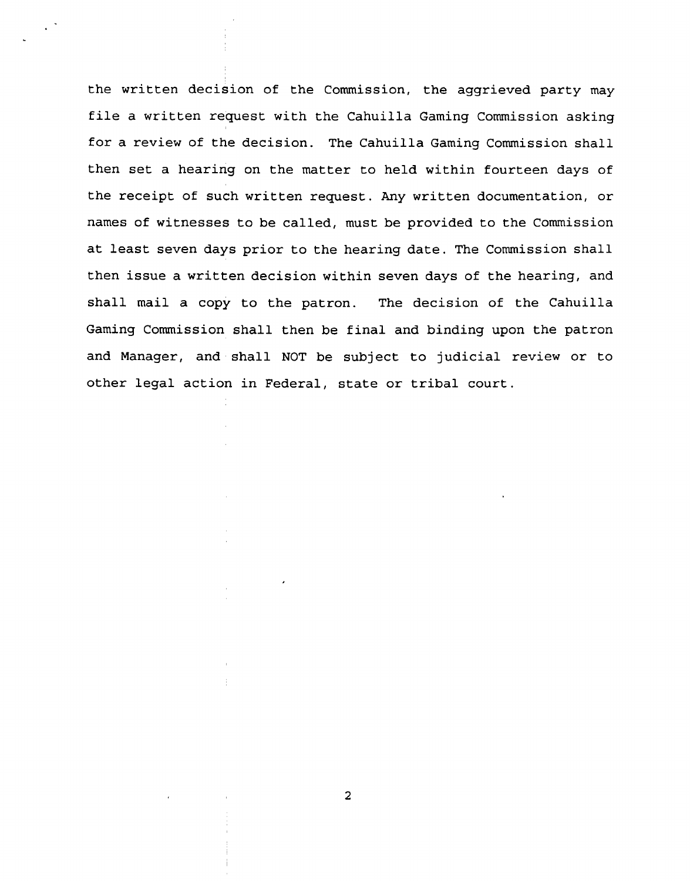the written decision of the Commission, the aggrieved party may file a written request with the Cahuilla Gaming Commission asking for a review of the decision. The Cahuilla Gaming Commission shall then set a hearing on the matter to held within fourteen days of the receipt of such written request. Any written documentation, or names of witnesses to be called, must be provided to the Commission at least seven days prior to the hearing date. The Commission shall then issue a written decision within seven days of the hearing, and shall mail a copy to the patron. The decision of the Cahuilla Gaming Commission shall then be final and binding upon the patron and Manager, and shall NOT be subject to judicial review or to other legal action in Federal, state or tribal court.